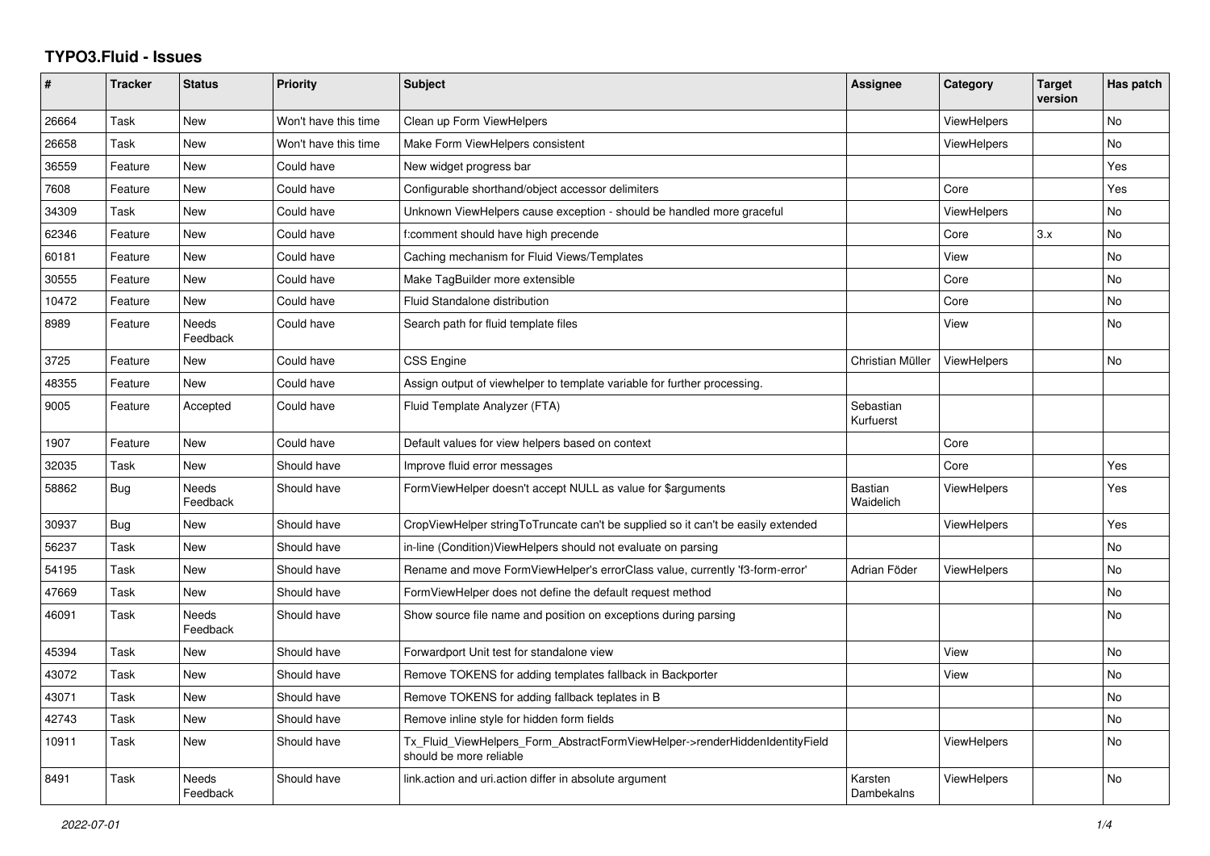# TYPO3.Fluid - Issues

| # | Tracker | Status | Priority | Subject | Assignee | Category | Target version | Has patch |
|---|---|---|---|---|---|---|---|---|
| 26664 | Task | New | Won't have this time | Clean up Form ViewHelpers | | ViewHelpers | | No |
| 26658 | Task | New | Won't have this time | Make Form ViewHelpers consistent | | ViewHelpers | | No |
| 36559 | Feature | New | Could have | New widget progress bar | | | | Yes |
| 7608 | Feature | New | Could have | Configurable shorthand/object accessor delimiters | | Core | | Yes |
| 34309 | Task | New | Could have | Unknown ViewHelpers cause exception - should be handled more graceful | | ViewHelpers | | No |
| 62346 | Feature | New | Could have | f:comment should have high precende | | Core | 3.x | No |
| 60181 | Feature | New | Could have | Caching mechanism for Fluid Views/Templates | | View | | No |
| 30555 | Feature | New | Could have | Make TagBuilder more extensible | | Core | | No |
| 10472 | Feature | New | Could have | Fluid Standalone distribution | | Core | | No |
| 8989 | Feature | Needs Feedback | Could have | Search path for fluid template files | | View | | No |
| 3725 | Feature | New | Could have | CSS Engine | Christian Müller | ViewHelpers | | No |
| 48355 | Feature | New | Could have | Assign output of viewhelper to template variable for further processing. | | | | |
| 9005 | Feature | Accepted | Could have | Fluid Template Analyzer (FTA) | Sebastian Kurfuerst | | | |
| 1907 | Feature | New | Could have | Default values for view helpers based on context | | Core | | |
| 32035 | Task | New | Should have | Improve fluid error messages | | Core | | Yes |
| 58862 | Bug | Needs Feedback | Should have | FormViewHelper doesn't accept NULL as value for $arguments | Bastian Waidelich | ViewHelpers | | Yes |
| 30937 | Bug | New | Should have | CropViewHelper stringToTruncate can't be supplied so it can't be easily extended | | ViewHelpers | | Yes |
| 56237 | Task | New | Should have | in-line (Condition)ViewHelpers should not evaluate on parsing | | | | No |
| 54195 | Task | New | Should have | Rename and move FormViewHelper's errorClass value, currently 'f3-form-error' | Adrian Föder | ViewHelpers | | No |
| 47669 | Task | New | Should have | FormViewHelper does not define the default request method | | | | No |
| 46091 | Task | Needs Feedback | Should have | Show source file name and position on exceptions during parsing | | | | No |
| 45394 | Task | New | Should have | Forwardport Unit test for standalone view | | View | | No |
| 43072 | Task | New | Should have | Remove TOKENS for adding templates fallback in Backporter | | View | | No |
| 43071 | Task | New | Should have | Remove TOKENS for adding fallback teplates in B | | | | No |
| 42743 | Task | New | Should have | Remove inline style for hidden form fields | | | | No |
| 10911 | Task | New | Should have | Tx_Fluid_ViewHelpers_Form_AbstractFormViewHelper->renderHiddenIdentityField should be more reliable | | ViewHelpers | | No |
| 8491 | Task | Needs Feedback | Should have | link.action and uri.action differ in absolute argument | Karsten Dambekalns | ViewHelpers | | No |

*2022-07-01*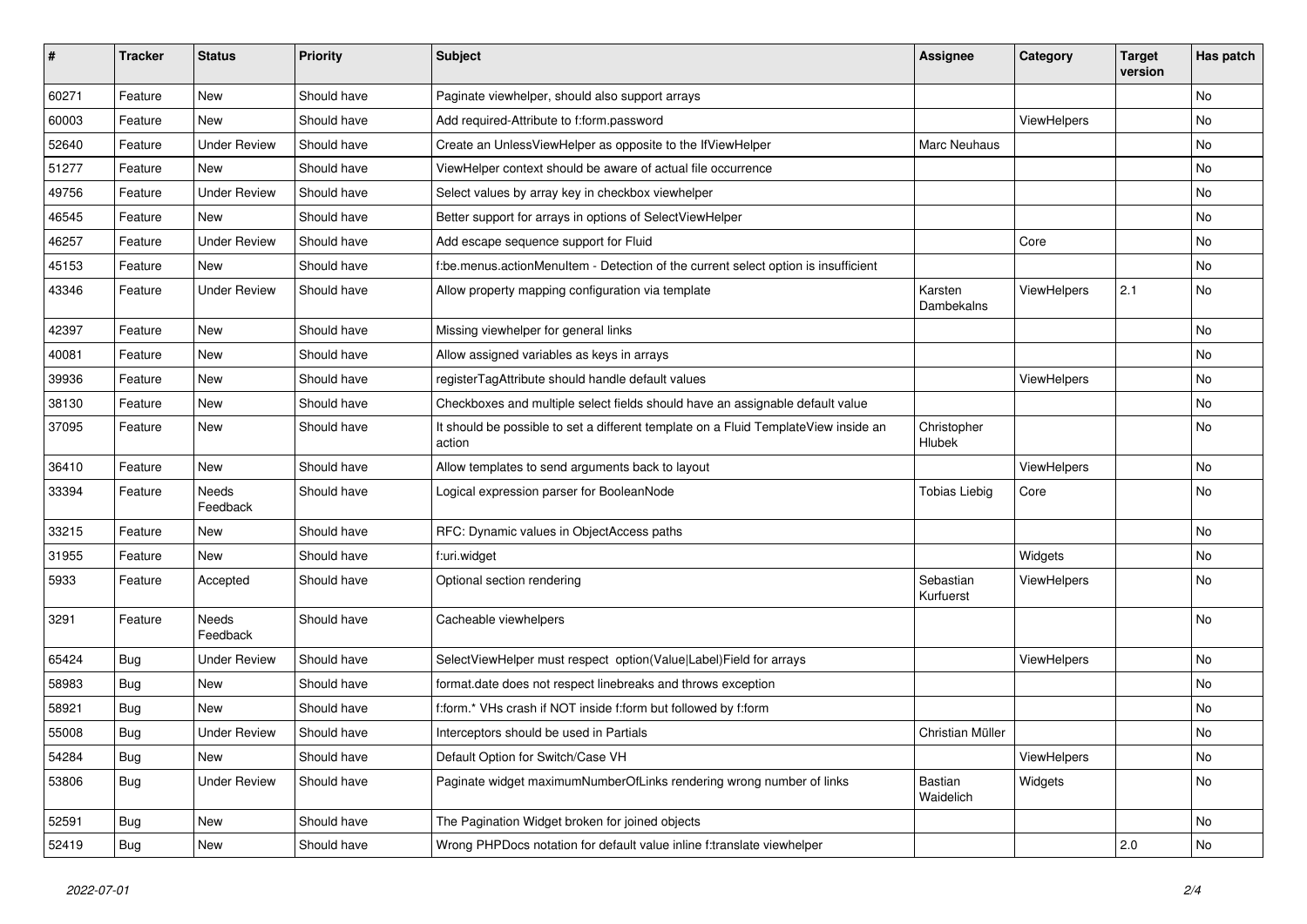| # | Tracker | Status | Priority | Subject | Assignee | Category | Target version | Has patch |
|---|---|---|---|---|---|---|---|---|
| 60271 | Feature | New | Should have | Paginate viewhelper, should also support arrays | | | | No |
| 60003 | Feature | New | Should have | Add required-Attribute to f:form.password | | ViewHelpers | | No |
| 52640 | Feature | Under Review | Should have | Create an UnlessViewHelper as opposite to the IfViewHelper | Marc Neuhaus | | | No |
| 51277 | Feature | New | Should have | ViewHelper context should be aware of actual file occurrence | | | | No |
| 49756 | Feature | Under Review | Should have | Select values by array key in checkbox viewhelper | | | | No |
| 46545 | Feature | New | Should have | Better support for arrays in options of SelectViewHelper | | | | No |
| 46257 | Feature | Under Review | Should have | Add escape sequence support for Fluid | | Core | | No |
| 45153 | Feature | New | Should have | f:be.menus.actionMenuItem - Detection of the current select option is insufficient | | | | No |
| 43346 | Feature | Under Review | Should have | Allow property mapping configuration via template | Karsten Dambekalns | ViewHelpers | 2.1 | No |
| 42397 | Feature | New | Should have | Missing viewhelper for general links | | | | No |
| 40081 | Feature | New | Should have | Allow assigned variables as keys in arrays | | | | No |
| 39936 | Feature | New | Should have | registerTagAttribute should handle default values | | ViewHelpers | | No |
| 38130 | Feature | New | Should have | Checkboxes and multiple select fields should have an assignable default value | | | | No |
| 37095 | Feature | New | Should have | It should be possible to set a different template on a Fluid TemplateView inside an action | Christopher Hlubek | | | No |
| 36410 | Feature | New | Should have | Allow templates to send arguments back to layout | | ViewHelpers | | No |
| 33394 | Feature | Needs Feedback | Should have | Logical expression parser for BooleanNode | Tobias Liebig | Core | | No |
| 33215 | Feature | New | Should have | RFC: Dynamic values in ObjectAccess paths | | | | No |
| 31955 | Feature | New | Should have | f:uri.widget | | Widgets | | No |
| 5933 | Feature | Accepted | Should have | Optional section rendering | Sebastian Kurfuerst | ViewHelpers | | No |
| 3291 | Feature | Needs Feedback | Should have | Cacheable viewhelpers | | | | No |
| 65424 | Bug | Under Review | Should have | SelectViewHelper must respect option(Value\|Label)Field for arrays | | ViewHelpers | | No |
| 58983 | Bug | New | Should have | format.date does not respect linebreaks and throws exception | | | | No |
| 58921 | Bug | New | Should have | f:form.* VHs crash if NOT inside f:form but followed by f:form | | | | No |
| 55008 | Bug | Under Review | Should have | Interceptors should be used in Partials | Christian Müller | | | No |
| 54284 | Bug | New | Should have | Default Option for Switch/Case VH | | ViewHelpers | | No |
| 53806 | Bug | Under Review | Should have | Paginate widget maximumNumberOfLinks rendering wrong number of links | Bastian Waidelich | Widgets | | No |
| 52591 | Bug | New | Should have | The Pagination Widget broken for joined objects | | | | No |
| 52419 | Bug | New | Should have | Wrong PHPDocs notation for default value inline f:translate viewhelper | | | 2.0 | No |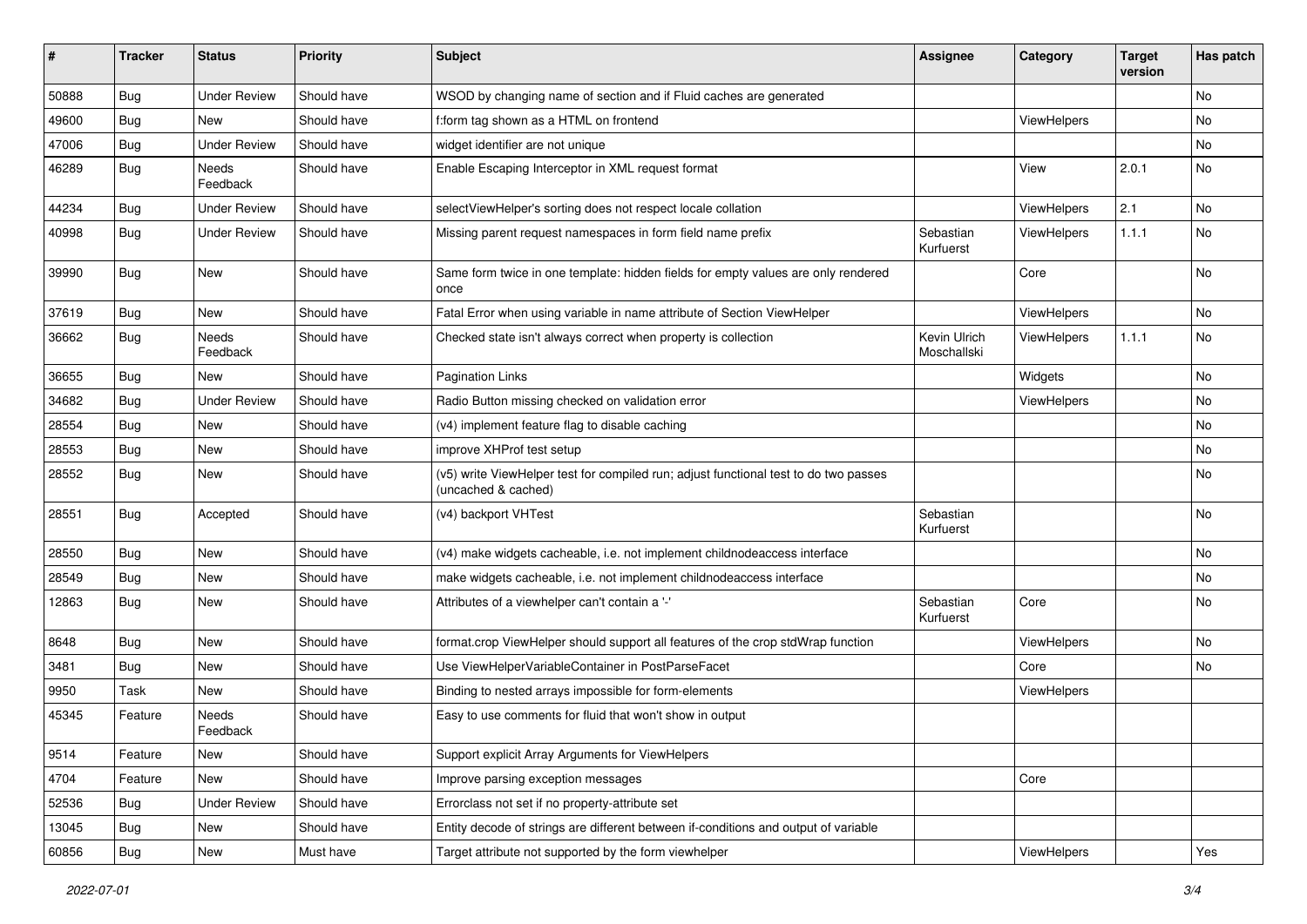| # | Tracker | Status | Priority | Subject | Assignee | Category | Target version | Has patch |
| --- | --- | --- | --- | --- | --- | --- | --- | --- |
| 50888 | Bug | Under Review | Should have | WSOD by changing name of section and if Fluid caches are generated | | | | No |
| 49600 | Bug | New | Should have | f:form tag shown as a HTML on frontend | | ViewHelpers | | No |
| 47006 | Bug | Under Review | Should have | widget identifier are not unique | | | | No |
| 46289 | Bug | Needs Feedback | Should have | Enable Escaping Interceptor in XML request format | | View | 2.0.1 | No |
| 44234 | Bug | Under Review | Should have | selectViewHelper's sorting does not respect locale collation | | ViewHelpers | 2.1 | No |
| 40998 | Bug | Under Review | Should have | Missing parent request namespaces in form field name prefix | Sebastian Kurfuerst | ViewHelpers | 1.1.1 | No |
| 39990 | Bug | New | Should have | Same form twice in one template: hidden fields for empty values are only rendered once | | Core | | No |
| 37619 | Bug | New | Should have | Fatal Error when using variable in name attribute of Section ViewHelper | | ViewHelpers | | No |
| 36662 | Bug | Needs Feedback | Should have | Checked state isn't always correct when property is collection | Kevin Ulrich Moschallski | ViewHelpers | 1.1.1 | No |
| 36655 | Bug | New | Should have | Pagination Links | | Widgets | | No |
| 34682 | Bug | Under Review | Should have | Radio Button missing checked on validation error | | ViewHelpers | | No |
| 28554 | Bug | New | Should have | (v4) implement feature flag to disable caching | | | | No |
| 28553 | Bug | New | Should have | improve XHProf test setup | | | | No |
| 28552 | Bug | New | Should have | (v5) write ViewHelper test for compiled run; adjust functional test to do two passes (uncached & cached) | | | | No |
| 28551 | Bug | Accepted | Should have | (v4) backport VHTest | Sebastian Kurfuerst | | | No |
| 28550 | Bug | New | Should have | (v4) make widgets cacheable, i.e. not implement childnodeaccess interface | | | | No |
| 28549 | Bug | New | Should have | make widgets cacheable, i.e. not implement childnodeaccess interface | | | | No |
| 12863 | Bug | New | Should have | Attributes of a viewhelper can't contain a '-' | Sebastian Kurfuerst | Core | | No |
| 8648 | Bug | New | Should have | format.crop ViewHelper should support all features of the crop stdWrap function | | ViewHelpers | | No |
| 3481 | Bug | New | Should have | Use ViewHelperVariableContainer in PostParseFacet | | Core | | No |
| 9950 | Task | New | Should have | Binding to nested arrays impossible for form-elements | | ViewHelpers | | |
| 45345 | Feature | Needs Feedback | Should have | Easy to use comments for fluid that won't show in output | | | | |
| 9514 | Feature | New | Should have | Support explicit Array Arguments for ViewHelpers | | | | |
| 4704 | Feature | New | Should have | Improve parsing exception messages | | Core | | |
| 52536 | Bug | Under Review | Should have | Errorclass not set if no property-attribute set | | | | |
| 13045 | Bug | New | Should have | Entity decode of strings are different between if-conditions and output of variable | | | | |
| 60856 | Bug | New | Must have | Target attribute not supported by the form viewhelper | | ViewHelpers | | Yes |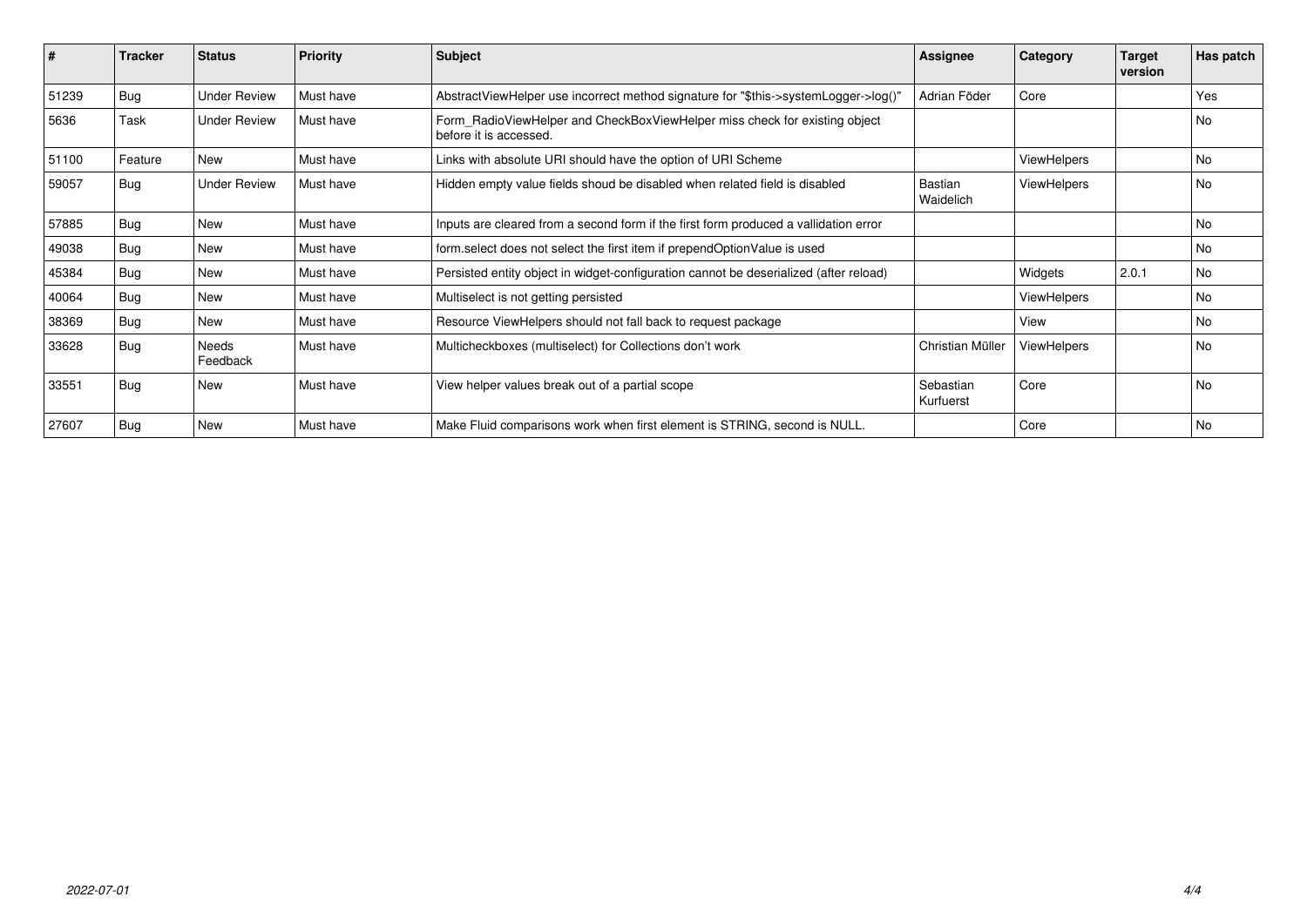| # | Tracker | Status | Priority | Subject | Assignee | Category | Target version | Has patch |
|---|---|---|---|---|---|---|---|---|
| 51239 | Bug | Under Review | Must have | AbstractViewHelper use incorrect method signature for "$this->systemLogger->log()" | Adrian Föder | Core | | Yes |
| 5636 | Task | Under Review | Must have | Form_RadioViewHelper and CheckBoxViewHelper miss check for existing object before it is accessed. | | | | No |
| 51100 | Feature | New | Must have | Links with absolute URI should have the option of URI Scheme | | ViewHelpers | | No |
| 59057 | Bug | Under Review | Must have | Hidden empty value fields shoud be disabled when related field is disabled | Bastian Waidelich | ViewHelpers | | No |
| 57885 | Bug | New | Must have | Inputs are cleared from a second form if the first form produced a vallidation error | | | | No |
| 49038 | Bug | New | Must have | form.select does not select the first item if prependOptionValue is used | | | | No |
| 45384 | Bug | New | Must have | Persisted entity object in widget-configuration cannot be deserialized (after reload) | | Widgets | 2.0.1 | No |
| 40064 | Bug | New | Must have | Multiselect is not getting persisted | | ViewHelpers | | No |
| 38369 | Bug | New | Must have | Resource ViewHelpers should not fall back to request package | | View | | No |
| 33628 | Bug | Needs Feedback | Must have | Multicheckboxes (multiselect) for Collections don't work | Christian Müller | ViewHelpers | | No |
| 33551 | Bug | New | Must have | View helper values break out of a partial scope | Sebastian Kurfuerst | Core | | No |
| 27607 | Bug | New | Must have | Make Fluid comparisons work when first element is STRING, second is NULL. | | Core | | No |

2022-07-01